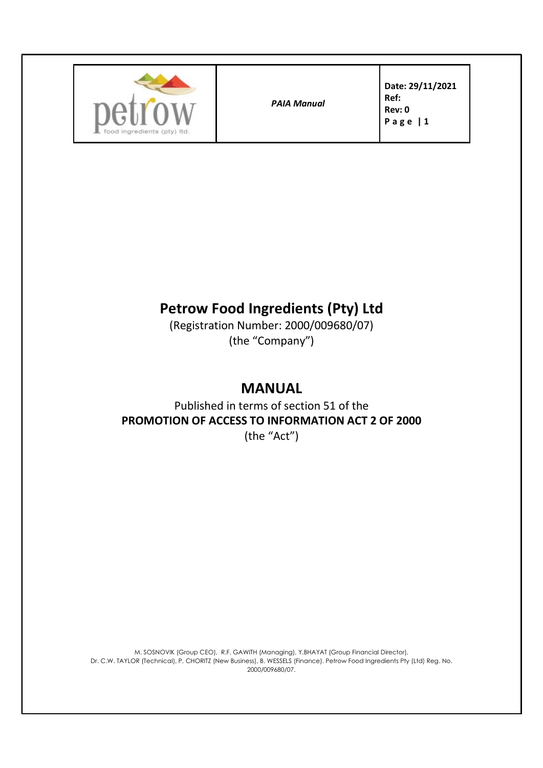| | | |
|---|---|---|
| petrow food ingredients (pty) ltd. | *PAIA Manual* | **Date: 29/11/2021**<br>**Ref:**<br>**Rev: 0** |

# Petrow Food Ingredients (Pty) Ltd

(Registration Number: 2000/009680/07)

(the "Company")

# MANUAL

Published in terms of section 51 of the

**PROMOTION OF ACCESS TO INFORMATION ACT 2 OF 2000**

(the "Act")

M. SOSNOVIK (Group CEO), R.F. GAWITH (Managing), Y.BHAYAT (Group Financial Director), Dr. C.W. TAYLOR (Technical), P. CHORITZ (New Business), B. WESSELS (Finance). Petrow Food Ingredients Pty (Ltd) Reg. No. 2000/009680/07.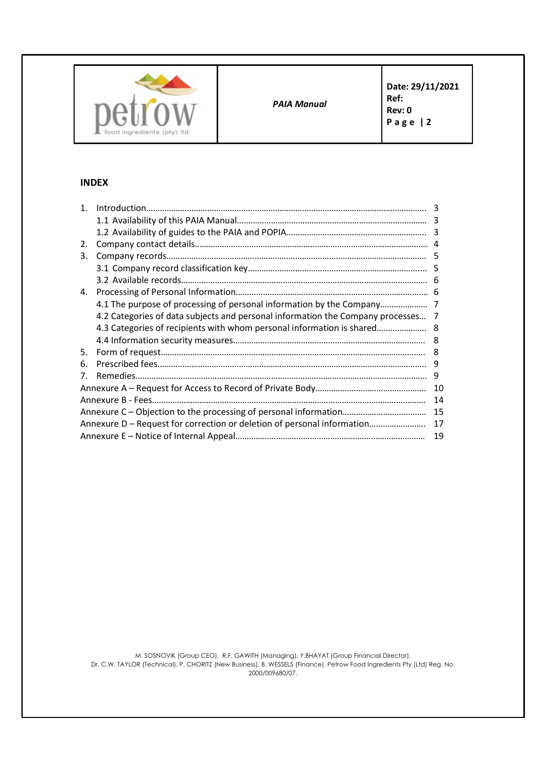## INDEX

| | | |
|---|---|---|
| 1. | Introduction | 3 |
| | 1.1 Availability of this PAIA Manual | 3 |
| | 1.2 Availability of guides to the PAIA and POPIA | 3 |
| 2. | Company contact details | 4 |
| 3. | Company records | 5 |
| | 3.1 Company record classification key | 5 |
| | 3.2 Available records | 6 |
| 4. | Processing of Personal Information | 6 |
| | 4.1 The purpose of processing of personal information by the Company | 7 |
| | 4.2 Categories of data subjects and personal information the Company processes | 7 |
| | 4.3 Categories of recipients with whom personal information is shared | 8 |
| | 4.4 Information security measures | 8 |
| 5. | Form of request | 8 |
| 6. | Prescribed fees | 9 |
| 7. | Remedies | 9 |
| | Annexure A – Request for Access to Record of Private Body | 10 |
| | Annexure B - Fees | 14 |
| | Annexure C – Objection to the processing of personal information | 15 |
| | Annexure D – Request for correction or deletion of personal information | 17 |
| | Annexure E – Notice of Internal Appeal | 19 |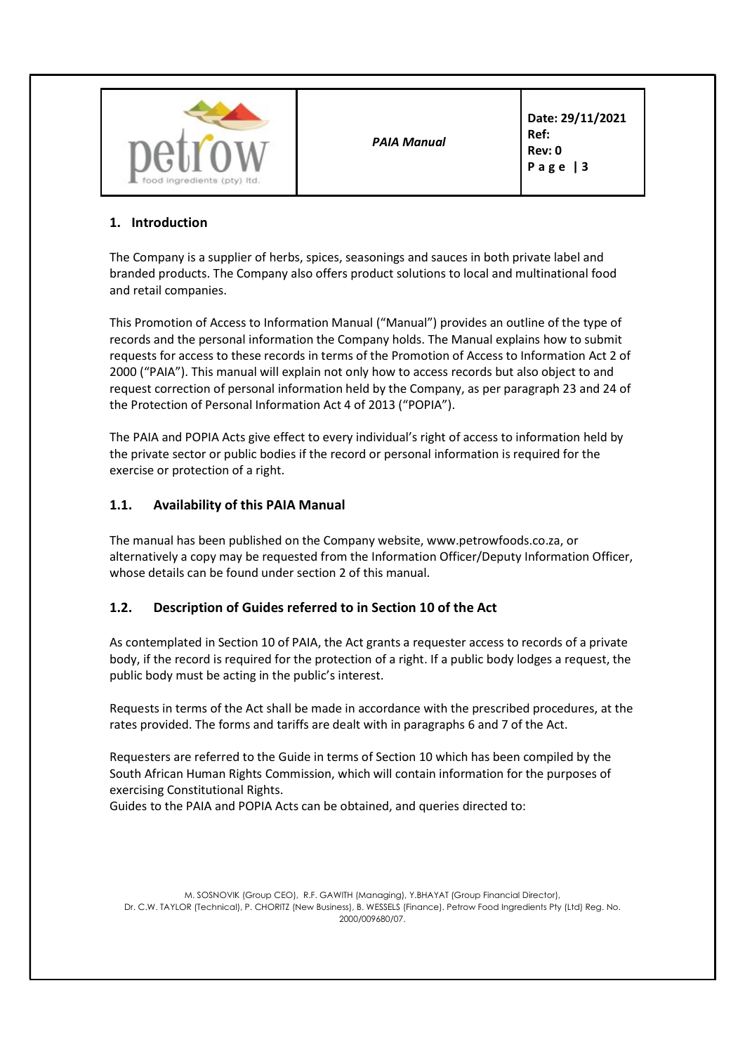## 1. Introduction

The Company is a supplier of herbs, spices, seasonings and sauces in both private label and branded products. The Company also offers product solutions to local and multinational food and retail companies.

This Promotion of Access to Information Manual ("Manual") provides an outline of the type of records and the personal information the Company holds. The Manual explains how to submit requests for access to these records in terms of the Promotion of Access to Information Act 2 of 2000 ("PAIA"). This manual will explain not only how to access records but also object to and request correction of personal information held by the Company, as per paragraph 23 and 24 of the Protection of Personal Information Act 4 of 2013 ("POPIA").

The PAIA and POPIA Acts give effect to every individual's right of access to information held by the private sector or public bodies if the record or personal information is required for the exercise or protection of a right.

### 1.1. Availability of this PAIA Manual

The manual has been published on the Company website, www.petrowfoods.co.za, or alternatively a copy may be requested from the Information Officer/Deputy Information Officer, whose details can be found under section 2 of this manual.

### 1.2. Description of Guides referred to in Section 10 of the Act

As contemplated in Section 10 of PAIA, the Act grants a requester access to records of a private body, if the record is required for the protection of a right. If a public body lodges a request, the public body must be acting in the public's interest.

Requests in terms of the Act shall be made in accordance with the prescribed procedures, at the rates provided. The forms and tariffs are dealt with in paragraphs 6 and 7 of the Act.

Requesters are referred to the Guide in terms of Section 10 which has been compiled by the South African Human Rights Commission, which will contain information for the purposes of exercising Constitutional Rights.
Guides to the PAIA and POPIA Acts can be obtained, and queries directed to: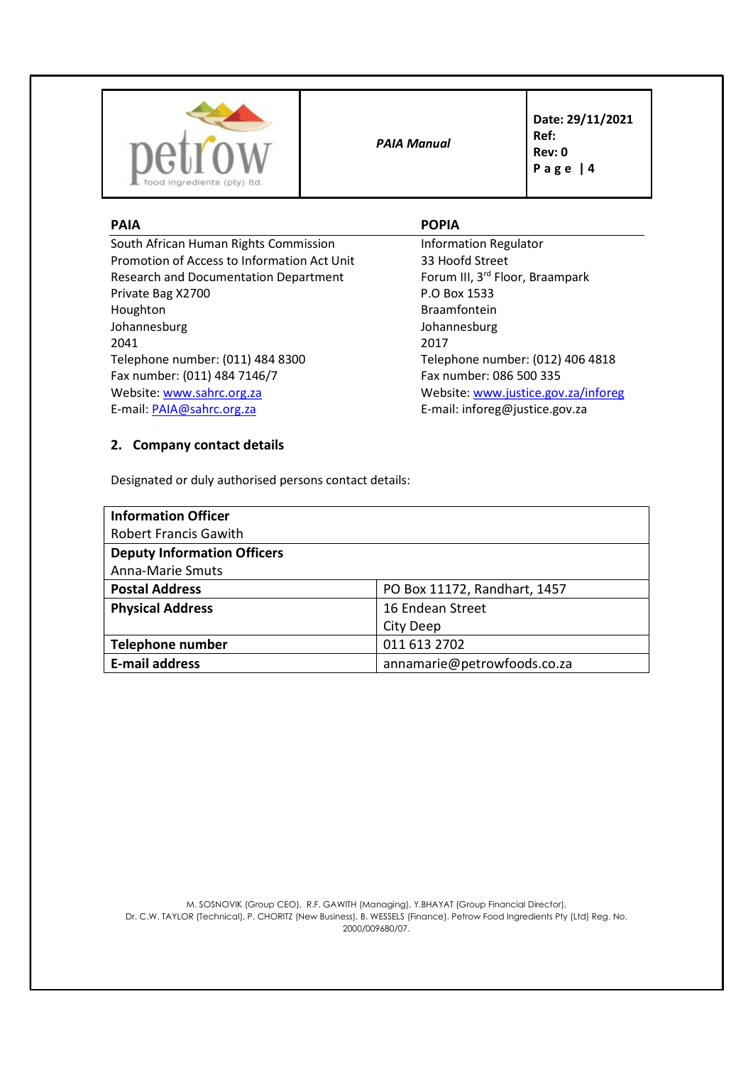**PAIA**

South African Human Rights Commission
Promotion of Access to Information Act Unit
Research and Documentation Department
Private Bag X2700
Houghton
Johannesburg
2041
Telephone number: (011) 484 8300
Fax number: (011) 484 7146/7
Website: www.sahrc.org.za
E-mail: PAIA@sahrc.org.za

**POPIA**

Information Regulator
33 Hoofd Street
Forum III, 3rd Floor, Braampark
P.O Box 1533
Braamfontein
Johannesburg
2017
Telephone number: (012) 406 4818
Fax number: 086 500 335
Website: www.justice.gov.za/inforeg
E-mail: inforeg@justice.gov.za

## 2. Company contact details

Designated or duly authorised persons contact details:

| | |
|---|---|
| **Information Officer**<br>Robert Francis Gawith | |
| **Deputy Information Officers**<br>Anna-Marie Smuts | |
| **Postal Address** | PO Box 11172, Randhart, 1457 |
| **Physical Address** | 16 Endean Street<br>City Deep |
| **Telephone number** | 011 613 2702 |
| **E-mail address** | annamarie@petrowfoods.co.za |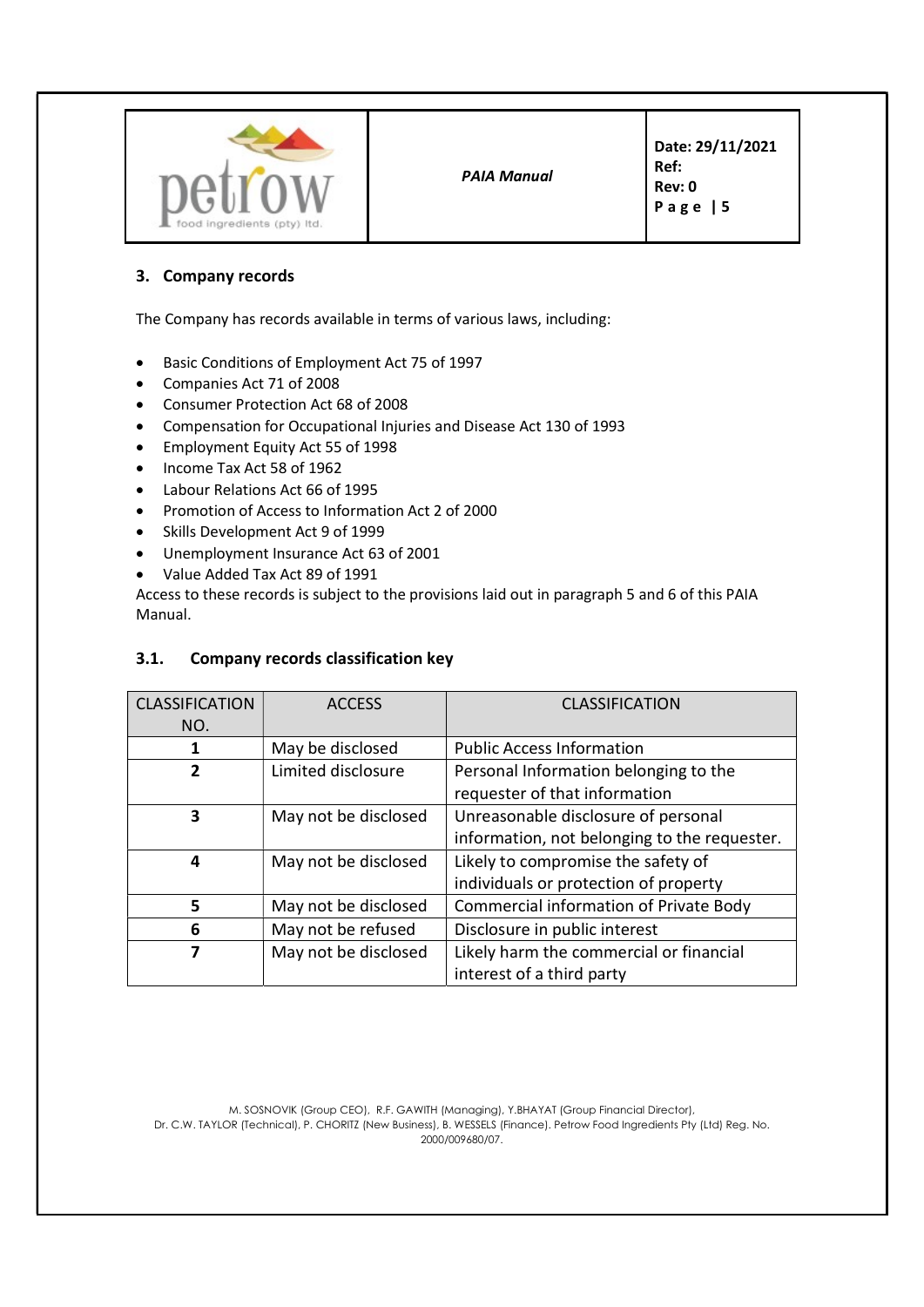## 3. Company records

The Company has records available in terms of various laws, including:

- Basic Conditions of Employment Act 75 of 1997
- Companies Act 71 of 2008
- Consumer Protection Act 68 of 2008
- Compensation for Occupational Injuries and Disease Act 130 of 1993
- Employment Equity Act 55 of 1998
- Income Tax Act 58 of 1962
- Labour Relations Act 66 of 1995
- Promotion of Access to Information Act 2 of 2000
- Skills Development Act 9 of 1999
- Unemployment Insurance Act 63 of 2001
- Value Added Tax Act 89 of 1991

Access to these records is subject to the provisions laid out in paragraph 5 and 6 of this PAIA Manual.

### 3.1. Company records classification key

| CLASSIFICATION NO. | ACCESS | CLASSIFICATION |
|---|---|---|
| **1** | May be disclosed | Public Access Information |
| **2** | Limited disclosure | Personal Information belonging to the requester of that information |
| **3** | May not be disclosed | Unreasonable disclosure of personal information, not belonging to the requester. |
| **4** | May not be disclosed | Likely to compromise the safety of individuals or protection of property |
| **5** | May not be disclosed | Commercial information of Private Body |
| **6** | May not be refused | Disclosure in public interest |
| **7** | May not be disclosed | Likely harm the commercial or financial interest of a third party |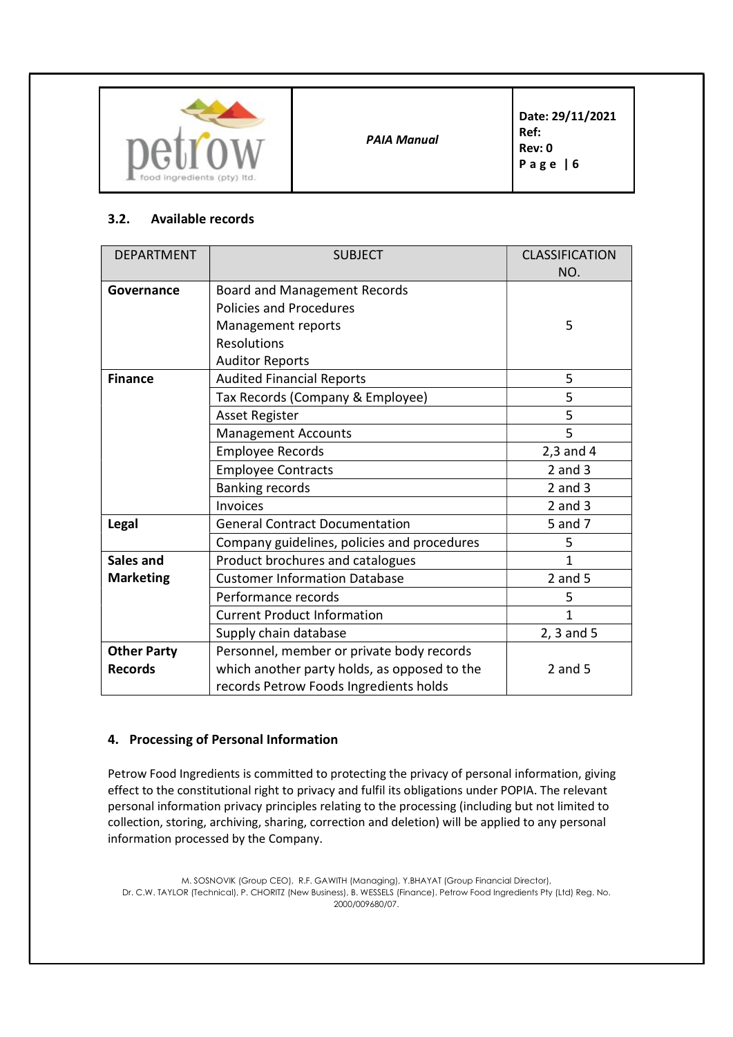### 3.2. Available records

| DEPARTMENT | SUBJECT | CLASSIFICATION NO. |
|---|---|---|
| **Governance** | Board and Management Records<br>Policies and Procedures<br>Management reports<br>Resolutions<br>Auditor Reports | 5 |
| **Finance** | Audited Financial Reports | 5 |
| | Tax Records (Company & Employee) | 5 |
| | Asset Register | 5 |
| | Management Accounts | 5 |
| | Employee Records | 2,3 and 4 |
| | Employee Contracts | 2 and 3 |
| | Banking records | 2 and 3 |
| | Invoices | 2 and 3 |
| **Legal** | General Contract Documentation | 5 and 7 |
| | Company guidelines, policies and procedures | 5 |
| **Sales and Marketing** | Product brochures and catalogues | 1 |
| | Customer Information Database | 2 and 5 |
| | Performance records | 5 |
| | Current Product Information | 1 |
| | Supply chain database | 2, 3 and 5 |
| **Other Party Records** | Personnel, member or private body records which another party holds, as opposed to the records Petrow Foods Ingredients holds | 2 and 5 |

## 4. Processing of Personal Information

Petrow Food Ingredients is committed to protecting the privacy of personal information, giving effect to the constitutional right to privacy and fulfil its obligations under POPIA. The relevant personal information privacy principles relating to the processing (including but not limited to collection, storing, archiving, sharing, correction and deletion) will be applied to any personal information processed by the Company.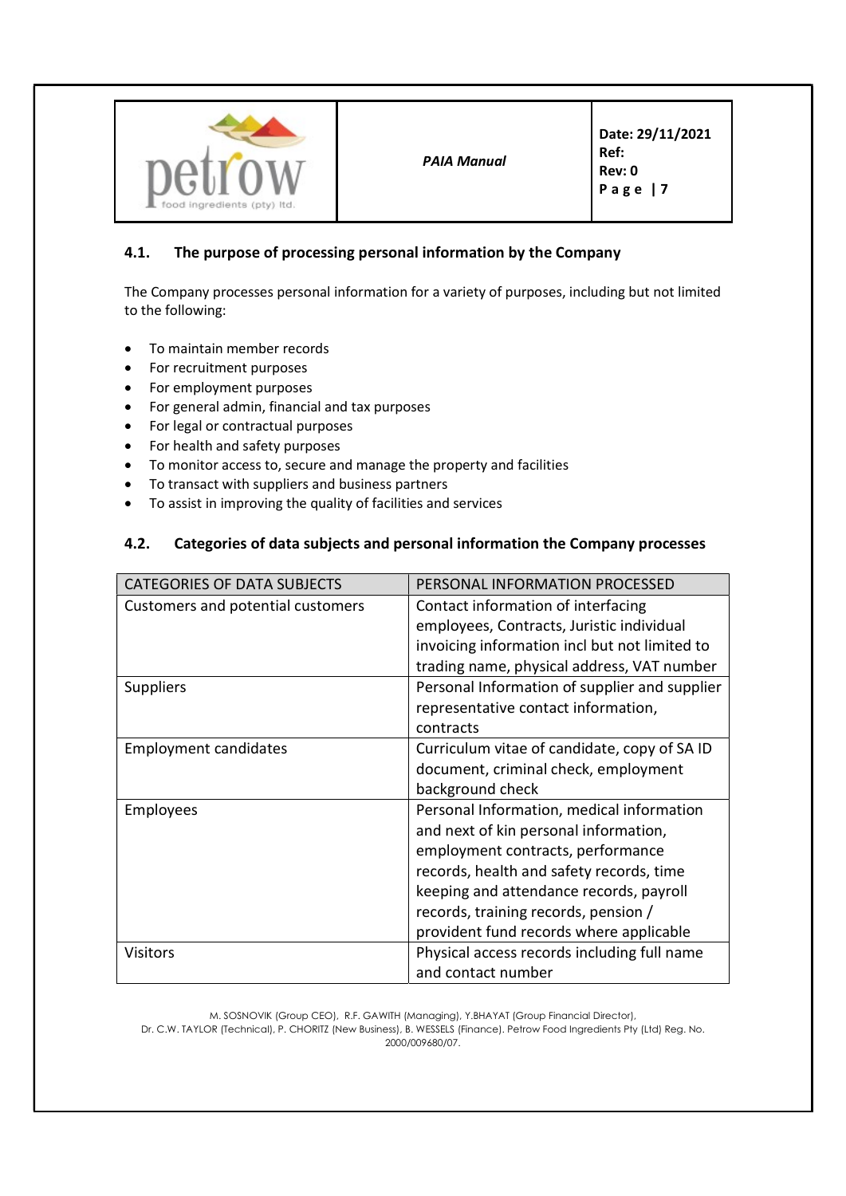## 4.1. The purpose of processing personal information by the Company

The Company processes personal information for a variety of purposes, including but not limited to the following:

- To maintain member records
- For recruitment purposes
- For employment purposes
- For general admin, financial and tax purposes
- For legal or contractual purposes
- For health and safety purposes
- To monitor access to, secure and manage the property and facilities
- To transact with suppliers and business partners
- To assist in improving the quality of facilities and services

## 4.2. Categories of data subjects and personal information the Company processes

| CATEGORIES OF DATA SUBJECTS | PERSONAL INFORMATION PROCESSED |
|---|---|
| Customers and potential customers | Contact information of interfacing employees, Contracts, Juristic individual invoicing information incl but not limited to trading name, physical address, VAT number |
| Suppliers | Personal Information of supplier and supplier representative contact information, contracts |
| Employment candidates | Curriculum vitae of candidate, copy of SA ID document, criminal check, employment background check |
| Employees | Personal Information, medical information and next of kin personal information, employment contracts, performance records, health and safety records, time keeping and attendance records, payroll records, training records, pension / provident fund records where applicable |
| Visitors | Physical access records including full name and contact number |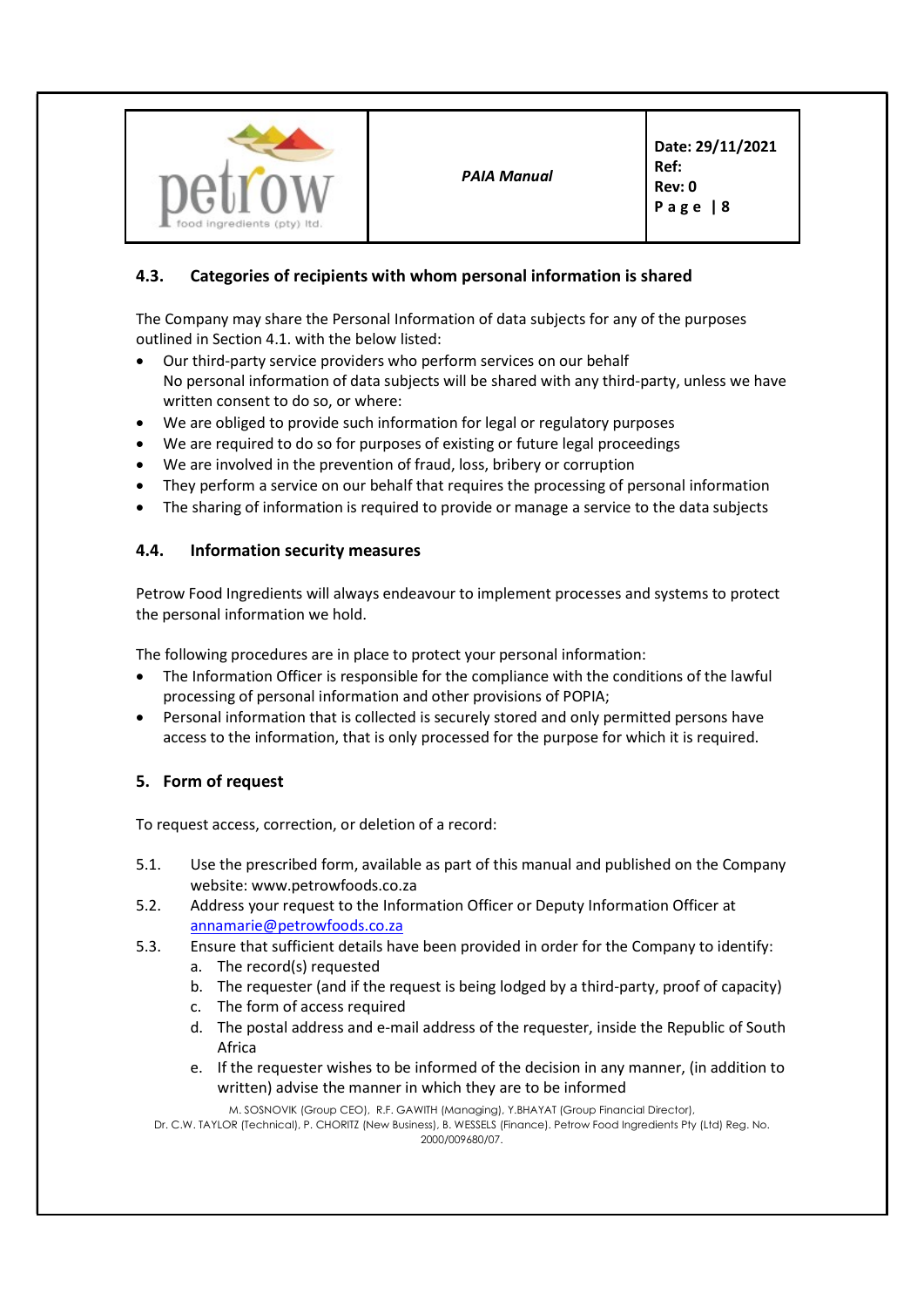### 4.3. Categories of recipients with whom personal information is shared

The Company may share the Personal Information of data subjects for any of the purposes outlined in Section 4.1. with the below listed:

- Our third-party service providers who perform services on our behalf
  No personal information of data subjects will be shared with any third-party, unless we have written consent to do so, or where:
- We are obliged to provide such information for legal or regulatory purposes
- We are required to do so for purposes of existing or future legal proceedings
- We are involved in the prevention of fraud, loss, bribery or corruption
- They perform a service on our behalf that requires the processing of personal information
- The sharing of information is required to provide or manage a service to the data subjects

### 4.4. Information security measures

Petrow Food Ingredients will always endeavour to implement processes and systems to protect the personal information we hold.

The following procedures are in place to protect your personal information:

- The Information Officer is responsible for the compliance with the conditions of the lawful processing of personal information and other provisions of POPIA;
- Personal information that is collected is securely stored and only permitted persons have access to the information, that is only processed for the purpose for which it is required.

## 5. Form of request

To request access, correction, or deletion of a record:

5.1. Use the prescribed form, available as part of this manual and published on the Company website: www.petrowfoods.co.za

5.2. Address your request to the Information Officer or Deputy Information Officer at annamarie@petrowfoods.co.za

5.3. Ensure that sufficient details have been provided in order for the Company to identify:

   a. The record(s) requested
   b. The requester (and if the request is being lodged by a third-party, proof of capacity)
   c. The form of access required
   d. The postal address and e-mail address of the requester, inside the Republic of South Africa
   e. If the requester wishes to be informed of the decision in any manner, (in addition to written) advise the manner in which they are to be informed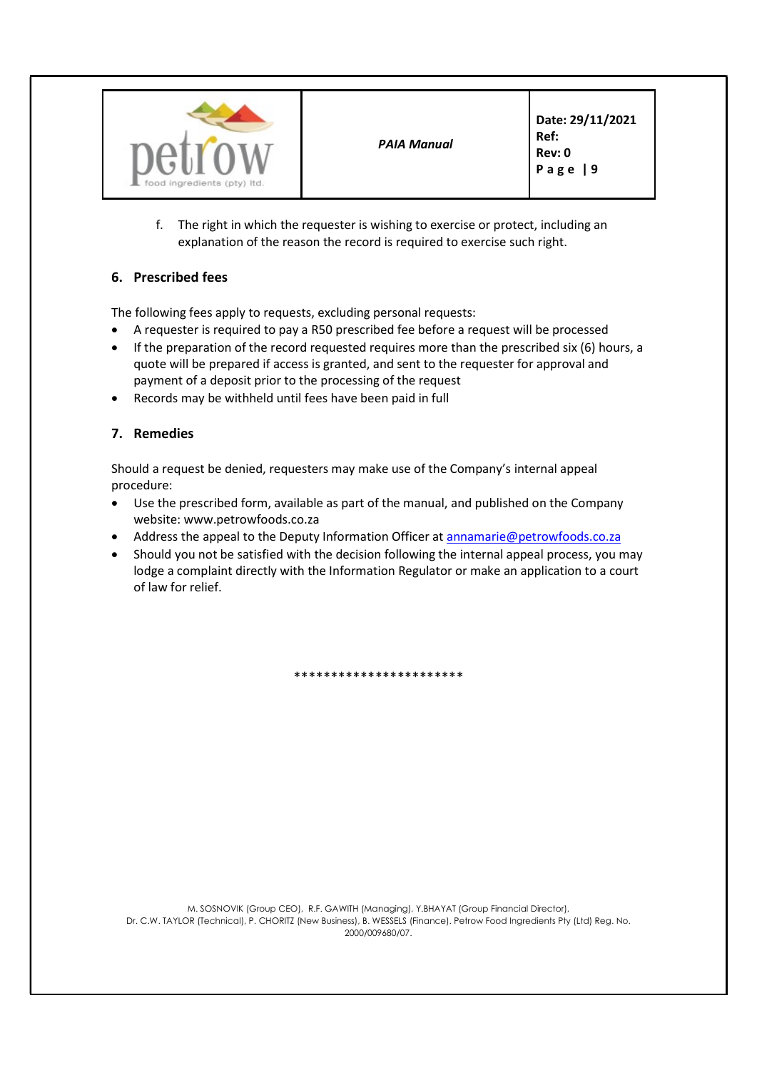f. The right in which the requester is wishing to exercise or protect, including an explanation of the reason the record is required to exercise such right.

## 6. Prescribed fees

The following fees apply to requests, excluding personal requests:

- A requester is required to pay a R50 prescribed fee before a request will be processed
- If the preparation of the record requested requires more than the prescribed six (6) hours, a quote will be prepared if access is granted, and sent to the requester for approval and payment of a deposit prior to the processing of the request
- Records may be withheld until fees have been paid in full

## 7. Remedies

Should a request be denied, requesters may make use of the Company's internal appeal procedure:

- Use the prescribed form, available as part of the manual, and published on the Company website: www.petrowfoods.co.za
- Address the appeal to the Deputy Information Officer at annamarie@petrowfoods.co.za
- Should you not be satisfied with the decision following the internal appeal process, you may lodge a complaint directly with the Information Regulator or make an application to a court of law for relief.

**********************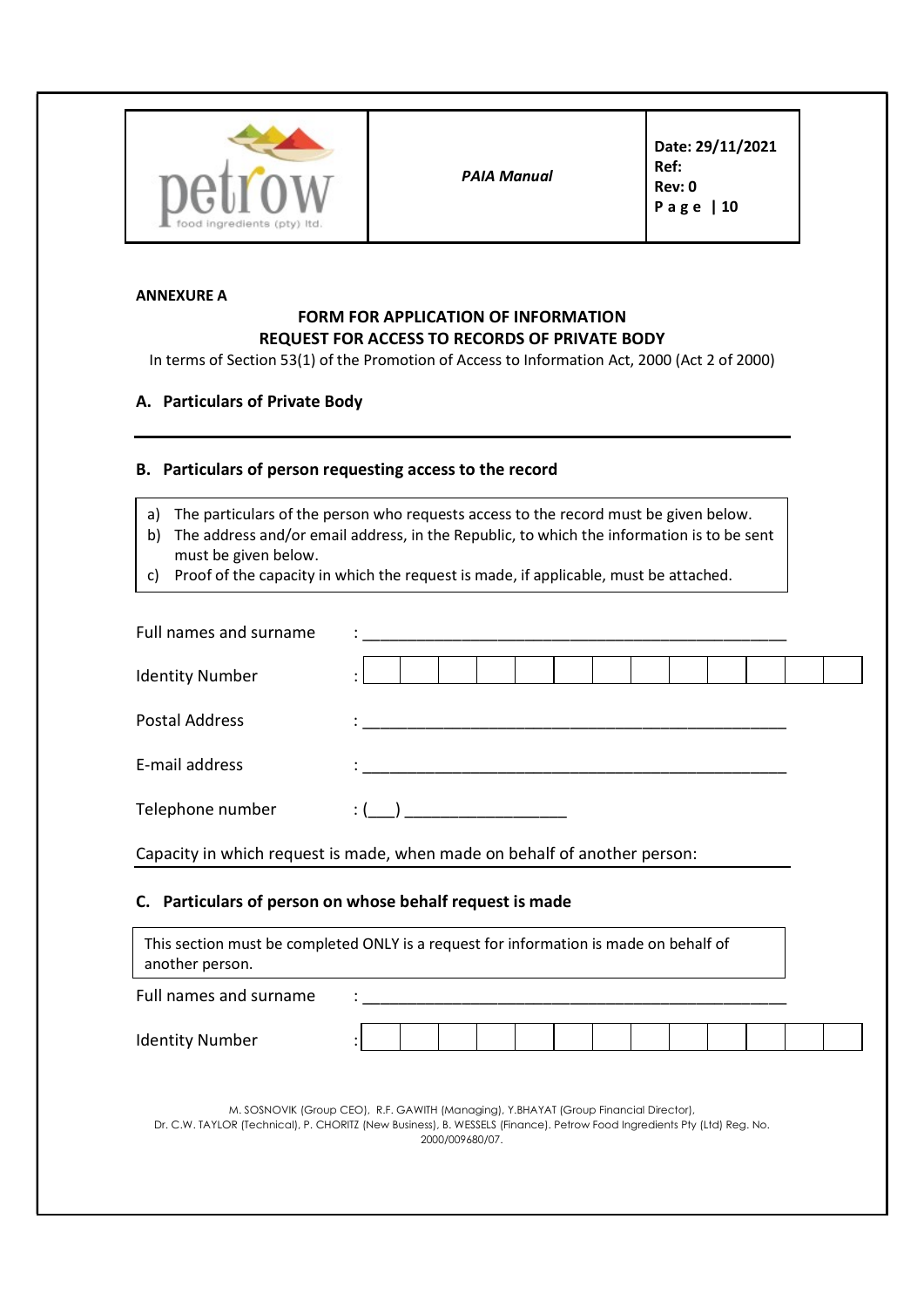**ANNEXURE A**

**FORM FOR APPLICATION OF INFORMATION**
**REQUEST FOR ACCESS TO RECORDS OF PRIVATE BODY**

In terms of Section 53(1) of the Promotion of Access to Information Act, 2000 (Act 2 of 2000)

**A. Particulars of Private Body**

---

**B. Particulars of person requesting access to the record**

a) The particulars of the person who requests access to the record must be given below.
b) The address and/or email address, in the Republic, to which the information is to be sent must be given below.
c) Proof of the capacity in which the request is made, if applicable, must be attached.

Full names and surname : ______________________________________________

| Identity Number : | | | | | | | | | | | | | |
|---|---|---|---|---|---|---|---|---|---|---|---|---|---|

Postal Address : ______________________________________________

E-mail address : ______________________________________________

Telephone number : (___) __________________

Capacity in which request is made, when made on behalf of another person:

---

**C. Particulars of person on whose behalf request is made**

This section must be completed ONLY is a request for information is made on behalf of another person.

Full names and surname : ______________________________________________

| Identity Number : | | | | | | | | | | | | | |
|---|---|---|---|---|---|---|---|---|---|---|---|---|---|

M. SOSNOVIK (Group CEO), R.F. GAWITH (Managing), Y.BHAYAT (Group Financial Director), Dr. C.W. TAYLOR (Technical), P. CHORITZ (New Business), B. WESSELS (Finance). Petrow Food Ingredients Pty (Ltd) Reg. No. 2000/009680/07.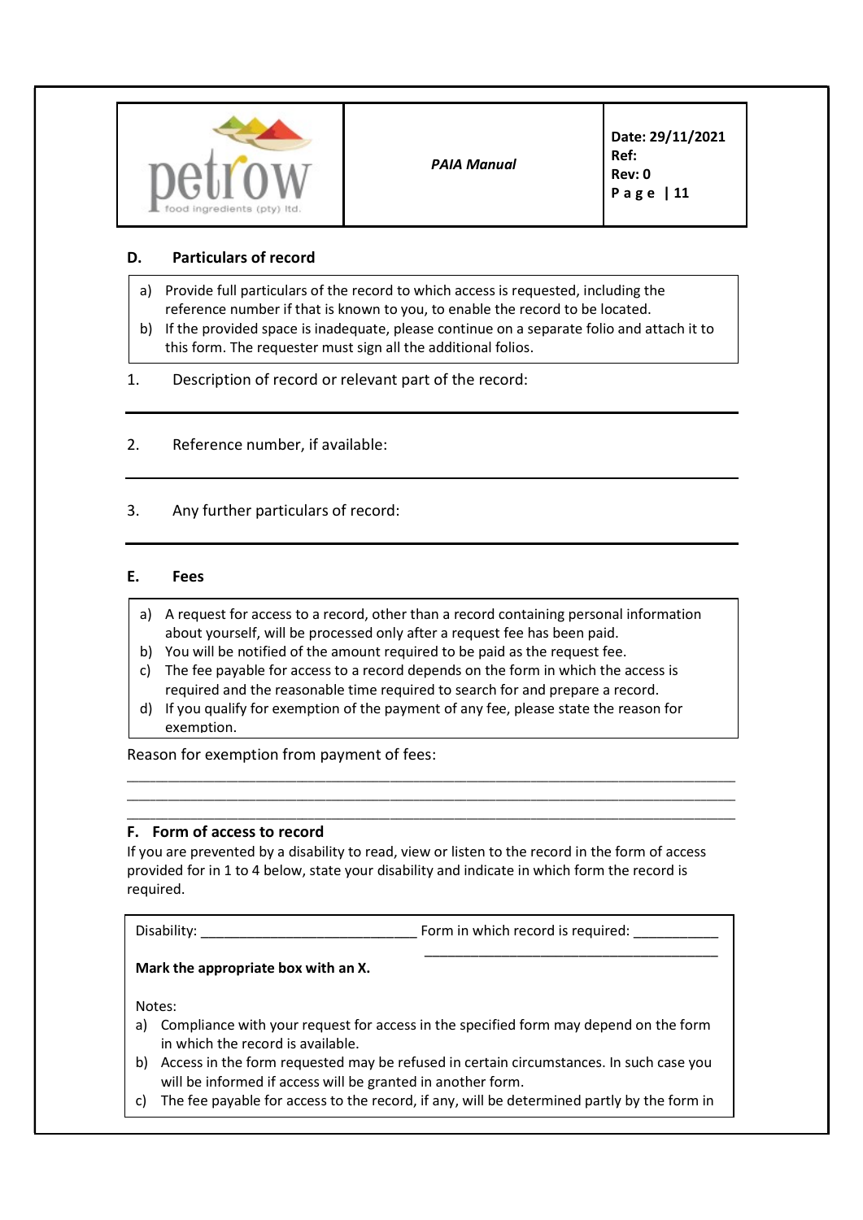### D. Particulars of record

a) Provide full particulars of the record to which access is requested, including the reference number if that is known to you, to enable the record to be located.
b) If the provided space is inadequate, please continue on a separate folio and attach it to this form. The requester must sign all the additional folios.

1. Description of record or relevant part of the record:

---

2. Reference number, if available:

---

3. Any further particulars of record:

---

### E. Fees

a) A request for access to a record, other than a record containing personal information about yourself, will be processed only after a request fee has been paid.
b) You will be notified of the amount required to be paid as the request fee.
c) The fee payable for access to a record depends on the form in which the access is required and the reasonable time required to search for and prepare a record.
d) If you qualify for exemption of the payment of any fee, please state the reason for exemption.

Reason for exemption from payment of fees:

______________________________________________________________________________
______________________________________________________________________________
______________________________________________________________________________

### F. Form of access to record

If you are prevented by a disability to read, view or listen to the record in the form of access provided for in 1 to 4 below, state your disability and indicate in which form the record is required.

Disability: ____________________________ Form in which record is required: ___________
________________________________________

**Mark the appropriate box with an X.**

Notes:

a) Compliance with your request for access in the specified form may depend on the form in which the record is available.
b) Access in the form requested may be refused in certain circumstances. In such case you will be informed if access will be granted in another form.
c) The fee payable for access to the record, if any, will be determined partly by the form in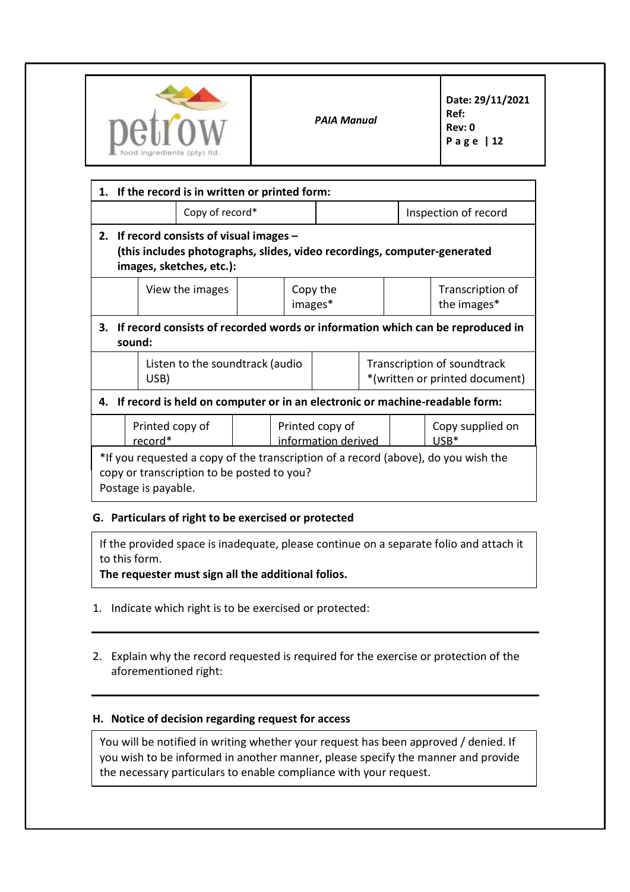| | | | |
|---|---|---|---|
| **1. If the record is in written or printed form:** | | | |
| | Copy of record* | | Inspection of record |

| | | | | | |
|---|---|---|---|---|---|
| **2. If record consists of visual images – (this includes photographs, slides, video recordings, computer-generated images, sketches, etc.):** | | | | | |
| | View the images | | Copy the images* | | Transcription of the images* |

| | | | |
|---|---|---|---|
| **3. If record consists of recorded words or information which can be reproduced in sound:** | | | |
| | Listen to the soundtrack (audio USB) | | Transcription of soundtrack *(written or printed document) |

| | | | | | |
|---|---|---|---|---|---|
| **4. If record is held on computer or in an electronic or machine-readable form:** | | | | | |
| | Printed copy of record* | | Printed copy of information derived | | Copy supplied on USB* |
| *If you requested a copy of the transcription of a record (above), do you wish the copy or transcription to be posted to you? Postage is payable. | | | | | |

## G. Particulars of right to be exercised or protected

If the provided space is inadequate, please continue on a separate folio and attach it to this form.
**The requester must sign all the additional folios.**

1. Indicate which right is to be exercised or protected:

---

2. Explain why the record requested is required for the exercise or protection of the aforementioned right:

---

## H. Notice of decision regarding request for access

You will be notified in writing whether your request has been approved / denied. If you wish to be informed in another manner, please specify the manner and provide the necessary particulars to enable compliance with your request.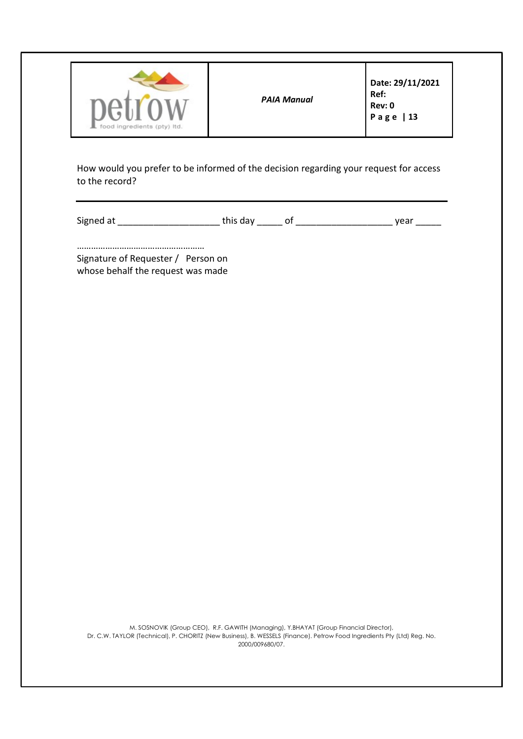How would you prefer to be informed of the decision regarding your request for access to the record?

---

Signed at ____________________ this day _____ of ___________________ year _____

………………………………………………

Signature of Requester / Person on whose behalf the request was made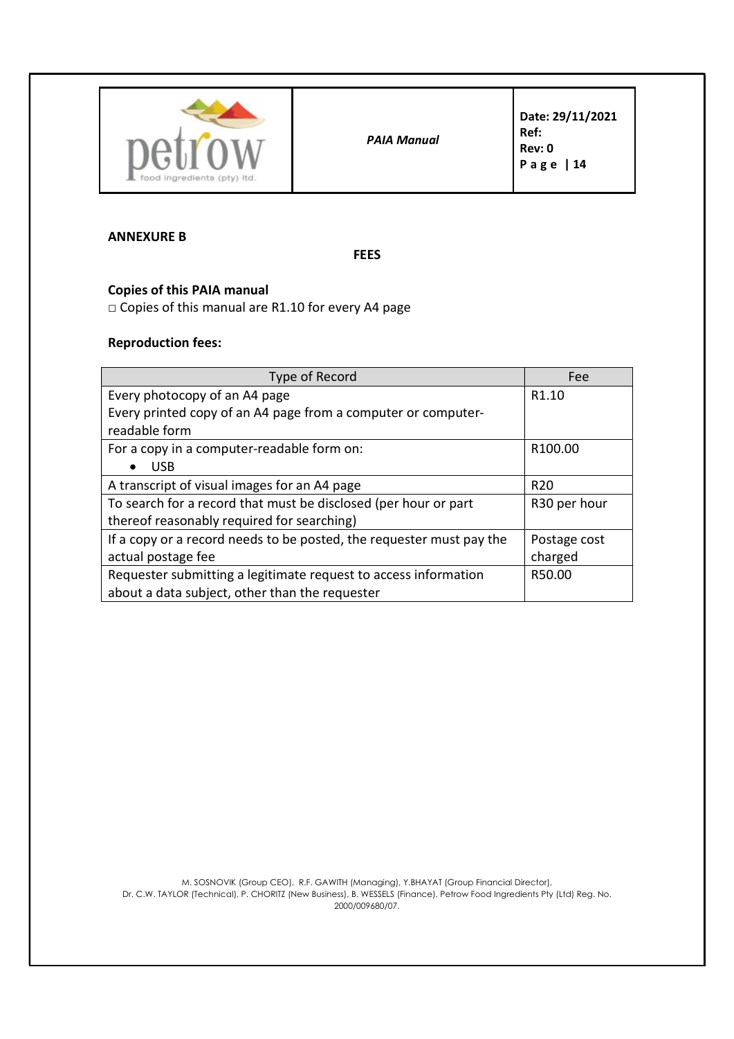## ANNEXURE B

**FEES**

**Copies of this PAIA manual**

□ Copies of this manual are R1.10 for every A4 page

**Reproduction fees:**

| Type of Record | Fee |
|---|---|
| Every photocopy of an A4 page<br>Every printed copy of an A4 page from a computer or computer-readable form | R1.10 |
| For a copy in a computer-readable form on:<br>• USB | R100.00 |
| A transcript of visual images for an A4 page | R20 |
| To search for a record that must be disclosed (per hour or part thereof reasonably required for searching) | R30 per hour |
| If a copy or a record needs to be posted, the requester must pay the actual postage fee | Postage cost charged |
| Requester submitting a legitimate request to access information about a data subject, other than the requester | R50.00 |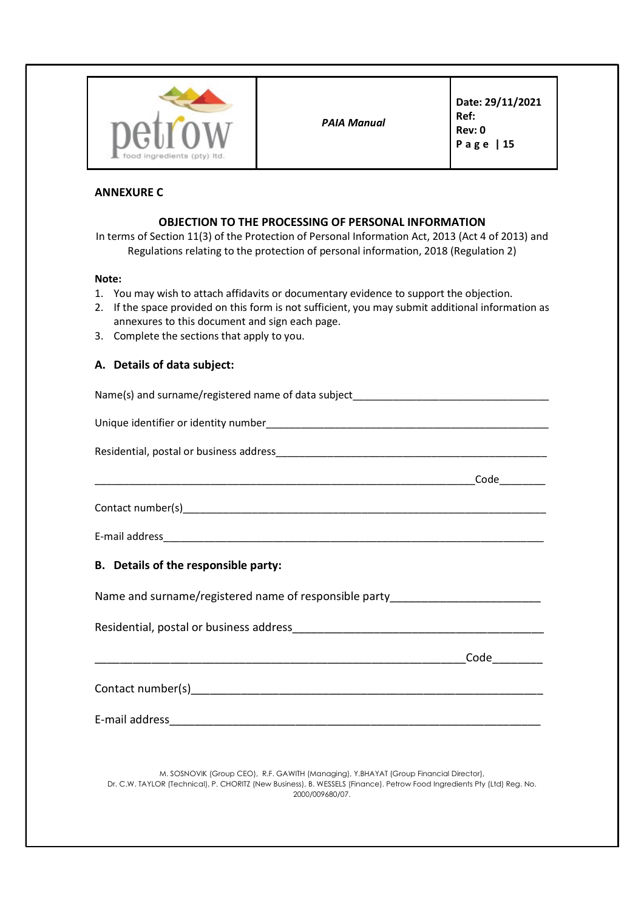**ANNEXURE C**

**OBJECTION TO THE PROCESSING OF PERSONAL INFORMATION**

In terms of Section 11(3) of the Protection of Personal Information Act, 2013 (Act 4 of 2013) and Regulations relating to the protection of personal information, 2018 (Regulation 2)

**Note:**

1. You may wish to attach affidavits or documentary evidence to support the objection.
2. If the space provided on this form is not sufficient, you may submit additional information as annexures to this document and sign each page.
3. Complete the sections that apply to you.

## A. Details of data subject:

Name(s) and surname/registered name of data subject_________________________________

Unique identifier or identity number__________________________________________________

Residential, postal or business address_______________________________________________

_________________________________________________________________Code________

Contact number(s)__________________________________________________________________

E-mail address_____________________________________________________________________

## B. Details of the responsible party:

Name and surname/registered name of responsible party________________________

Residential, postal or business address_______________________________________

_____________________________________________________________Code________

Contact number(s)__________________________________________________________

E-mail address______________________________________________________________

M. SOSNOVIK (Group CEO), R.F. GAWITH (Managing), Y.BHAYAT (Group Financial Director), Dr. C.W. TAYLOR (Technical), P. CHORITZ (New Business), B. WESSELS (Finance). Petrow Food Ingredients Pty (Ltd) Reg. No. 2000/009680/07.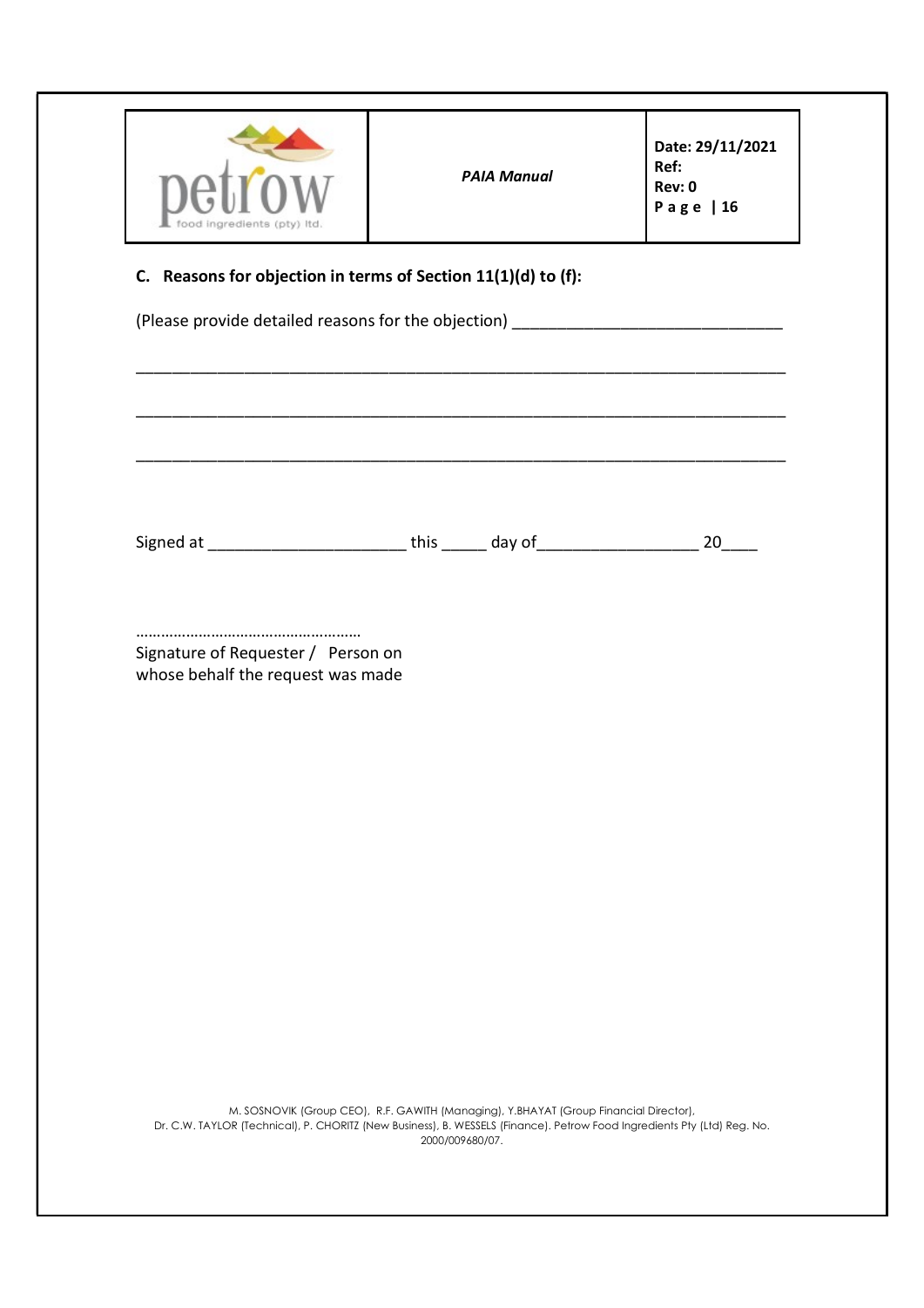### C. Reasons for objection in terms of Section 11(1)(d) to (f):

(Please provide detailed reasons for the objection) ______________________________

_________________________________________________________________________

_________________________________________________________________________

_________________________________________________________________________

Signed at _____________________ this _____ day of_________________ 20____

……………………………………………
Signature of Requester / Person on whose behalf the request was made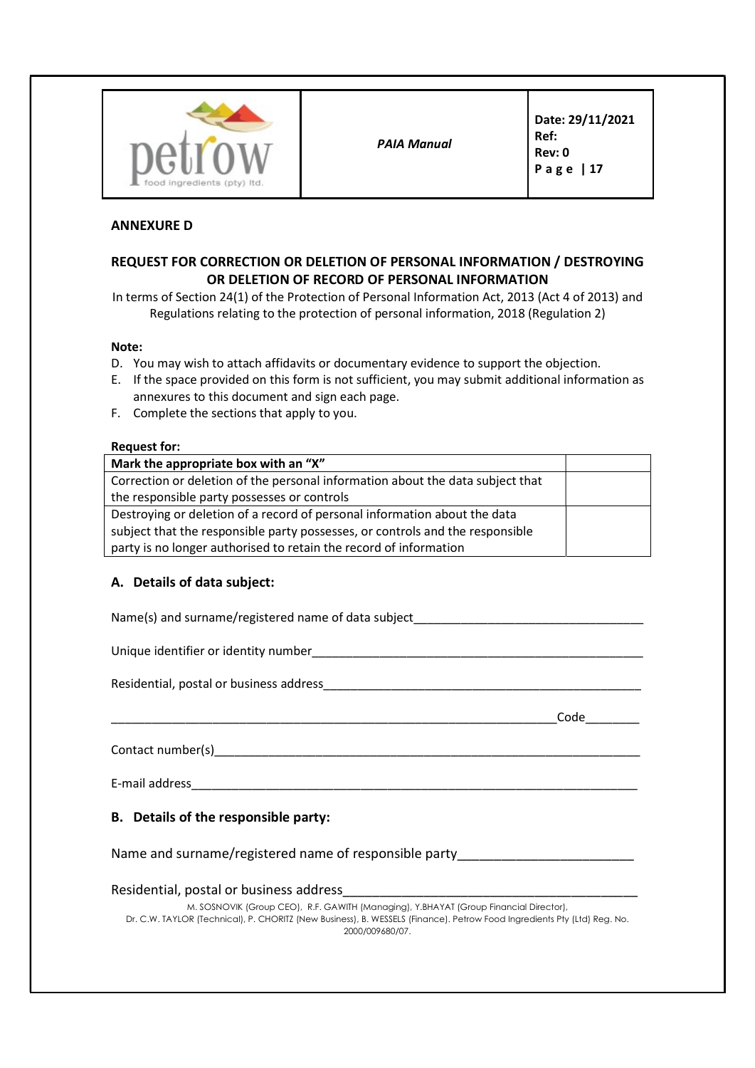## ANNEXURE D

### REQUEST FOR CORRECTION OR DELETION OF PERSONAL INFORMATION / DESTROYING OR DELETION OF RECORD OF PERSONAL INFORMATION

In terms of Section 24(1) of the Protection of Personal Information Act, 2013 (Act 4 of 2013) and Regulations relating to the protection of personal information, 2018 (Regulation 2)

**Note:**

D. You may wish to attach affidavits or documentary evidence to support the objection.
E. If the space provided on this form is not sufficient, you may submit additional information as annexures to this document and sign each page.
F. Complete the sections that apply to you.

**Request for:**

| **Mark the appropriate box with an "X"** | |
|---|---|
| Correction or deletion of the personal information about the data subject that the responsible party possesses or controls | |
| Destroying or deletion of a record of personal information about the data subject that the responsible party possesses, or controls and the responsible party is no longer authorised to retain the record of information | |

### A. Details of data subject:

Name(s) and surname/registered name of data subject_________________________________

Unique identifier or identity number__________________________________________________

Residential, postal or business address_______________________________________________

__________________________________________________________________Code________

Contact number(s)______________________________________________________________

E-mail address_________________________________________________________________

### B. Details of the responsible party:

Name and surname/registered name of responsible party_________________________

Residential, postal or business address__________________________________________

M. SOSNOVIK (Group CEO), R.F. GAWITH (Managing), Y.BHAYAT (Group Financial Director), Dr. C.W. TAYLOR (Technical), P. CHORITZ (New Business), B. WESSELS (Finance). Petrow Food Ingredients Pty (Ltd) Reg. No. 2000/009680/07.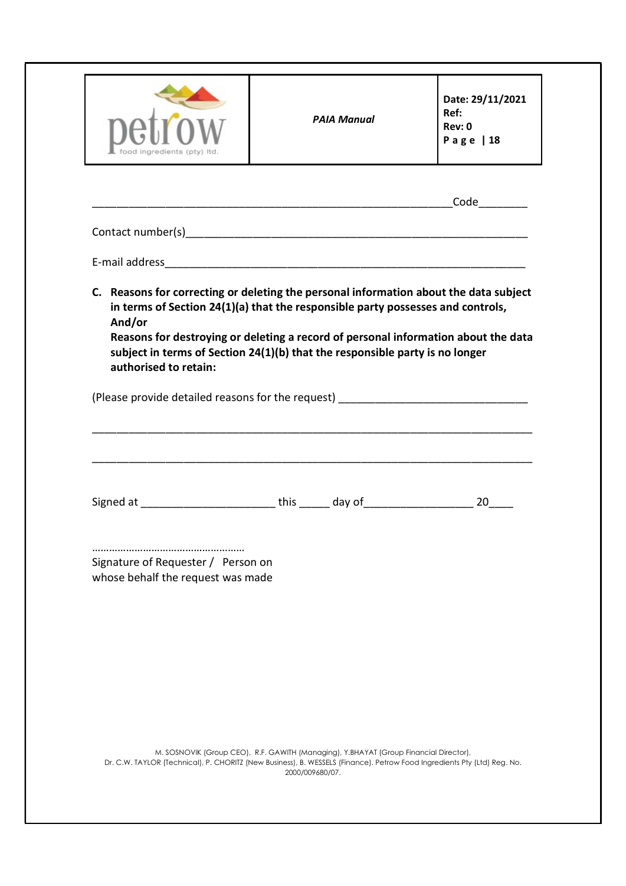\_\_\_\_\_\_\_\_\_\_\_\_\_\_\_\_\_\_\_\_\_\_\_\_\_\_\_\_\_\_\_\_\_\_\_\_\_\_\_\_\_\_\_\_\_\_\_\_\_\_\_\_\_\_\_\_\_\_\_\_Code\_\_\_\_\_\_\_\_

Contact number(s)\_\_\_\_\_\_\_\_\_\_\_\_\_\_\_\_\_\_\_\_\_\_\_\_\_\_\_\_\_\_\_\_\_\_\_\_\_\_\_\_\_\_\_\_\_\_\_\_\_\_\_\_\_\_\_\_\_\_\_\_

E-mail address\_\_\_\_\_\_\_\_\_\_\_\_\_\_\_\_\_\_\_\_\_\_\_\_\_\_\_\_\_\_\_\_\_\_\_\_\_\_\_\_\_\_\_\_\_\_\_\_\_\_\_\_\_\_\_\_\_\_\_\_\_\_\_

**C. Reasons for correcting or deleting the personal information about the data subject in terms of Section 24(1)(a) that the responsible party possesses and controls, And/or**
**Reasons for destroying or deleting a record of personal information about the data subject in terms of Section 24(1)(b) that the responsible party is no longer authorised to retain:**

(Please provide detailed reasons for the request) \_\_\_\_\_\_\_\_\_\_\_\_\_\_\_\_\_\_\_\_\_\_\_\_\_\_\_\_\_\_\_\_

\_\_\_\_\_\_\_\_\_\_\_\_\_\_\_\_\_\_\_\_\_\_\_\_\_\_\_\_\_\_\_\_\_\_\_\_\_\_\_\_\_\_\_\_\_\_\_\_\_\_\_\_\_\_\_\_\_\_\_\_\_\_\_\_\_\_\_\_\_\_\_\_\_\_\_

\_\_\_\_\_\_\_\_\_\_\_\_\_\_\_\_\_\_\_\_\_\_\_\_\_\_\_\_\_\_\_\_\_\_\_\_\_\_\_\_\_\_\_\_\_\_\_\_\_\_\_\_\_\_\_\_\_\_\_\_\_\_\_\_\_\_\_\_\_\_\_\_\_\_\_

Signed at \_\_\_\_\_\_\_\_\_\_\_\_\_\_\_\_\_\_\_\_\_\_\_ this \_\_\_\_\_ day of\_\_\_\_\_\_\_\_\_\_\_\_\_\_\_\_\_\_\_ 20\_\_\_\_

……………………………………………
Signature of Requester / Person on whose behalf the request was made

M. SOSNOVIK (Group CEO), R.F. GAWITH (Managing), Y.BHAYAT (Group Financial Director), Dr. C.W. TAYLOR (Technical), P. CHORITZ (New Business), B. WESSELS (Finance). Petrow Food Ingredients Pty (Ltd) Reg. No. 2000/009680/07.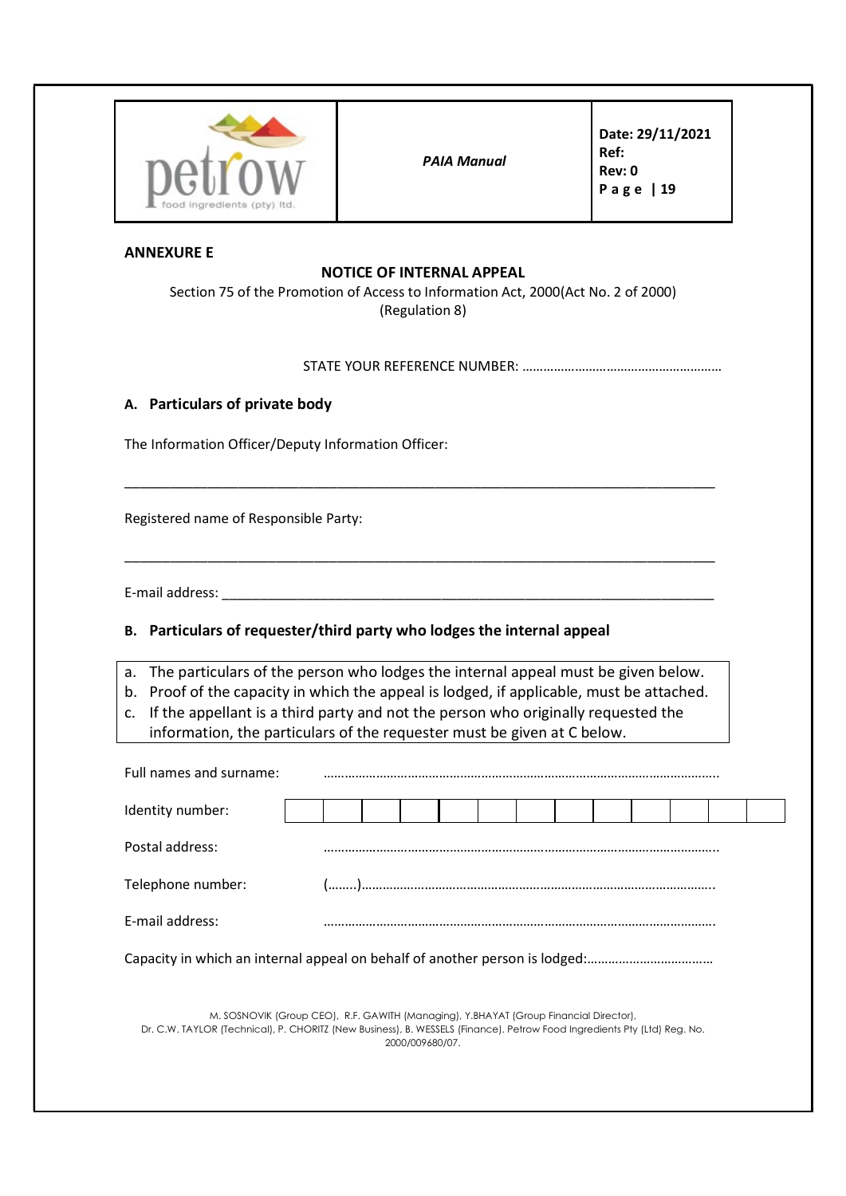## ANNEXURE E

### NOTICE OF INTERNAL APPEAL

Section 75 of the Promotion of Access to Information Act, 2000(Act No. 2 of 2000)
(Regulation 8)

STATE YOUR REFERENCE NUMBER: ………………………………………………

### A. Particulars of private body

The Information Officer/Deputy Information Officer:

___________________________________________________________________________

Registered name of Responsible Party:

___________________________________________________________________________

E-mail address: ______________________________________________________________

### B. Particulars of requester/third party who lodges the internal appeal

a. The particulars of the person who lodges the internal appeal must be given below.
b. Proof of the capacity in which the appeal is lodged, if applicable, must be attached.
c. If the appellant is a third party and not the person who originally requested the information, the particulars of the requester must be given at C below.

Full names and surname: ……………………………………………………………………………………………

| Identity number: | | | | | | | | | | | | | |
|---|---|---|---|---|---|---|---|---|---|---|---|---|---|

Postal address: ……………………………………………………………………………………………..

Telephone number: (……..)……………………………………………………………………………………..

E-mail address: ……………………………………………………………………………………………

Capacity in which an internal appeal on behalf of another person is lodged:………………………………

M. SOSNOVIK (Group CEO), R.F. GAWITH (Managing), Y.BHAYAT (Group Financial Director), Dr. C.W. TAYLOR (Technical), P. CHORITZ (New Business), B. WESSELS (Finance). Petrow Food Ingredients Pty (Ltd) Reg. No. 2000/009680/07.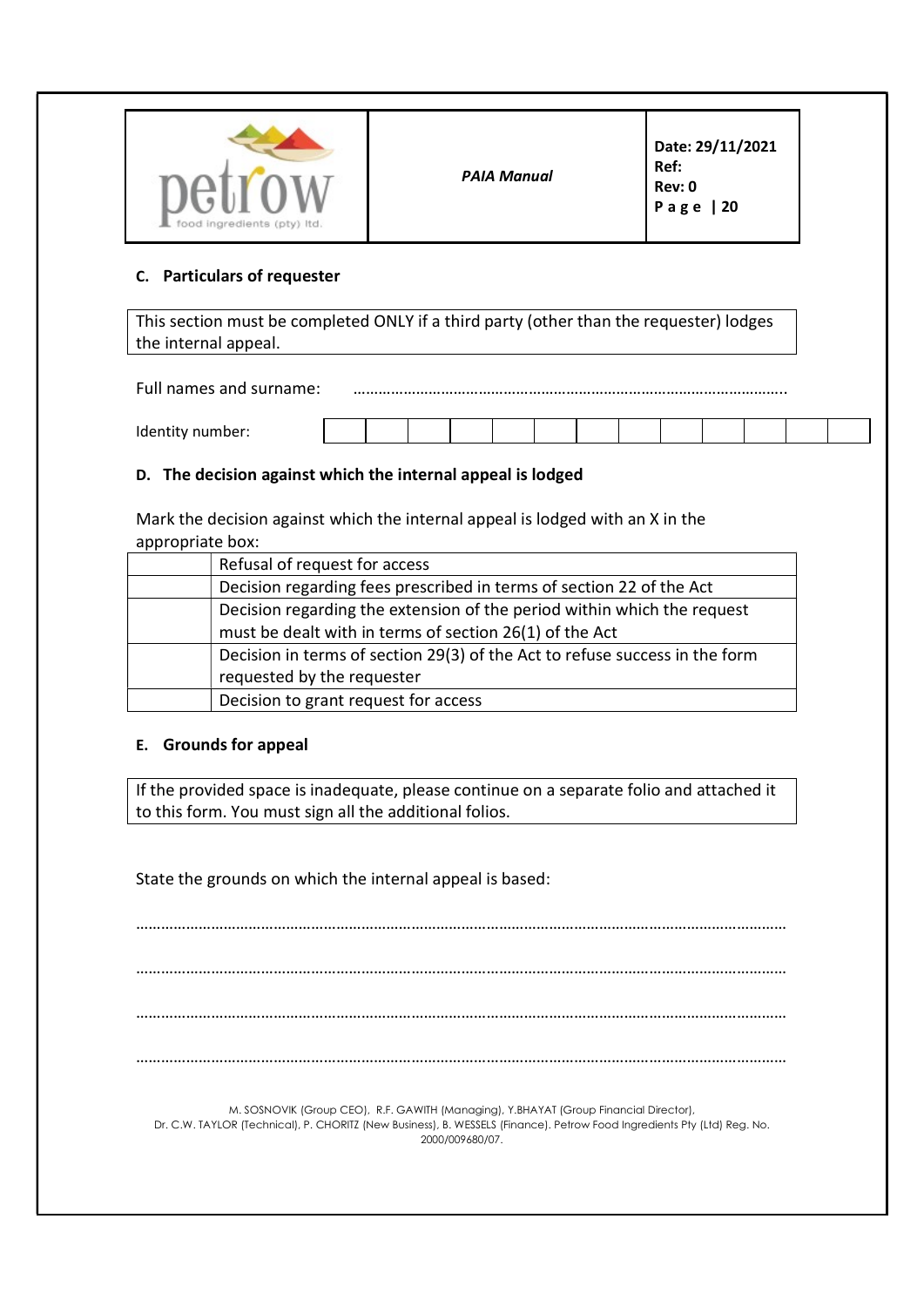### C. Particulars of requester

This section must be completed ONLY if a third party (other than the requester) lodges the internal appeal.

Full names and surname: ……………………………………………………………………………………..

| | | | | | | | | | | | | | |
|---|---|---|---|---|---|---|---|---|---|---|---|---|---|
| Identity number: | | | | | | | | | | | | | |

### D. The decision against which the internal appeal is lodged

Mark the decision against which the internal appeal is lodged with an X in the appropriate box:

| | |
|---|---|
| | Refusal of request for access |
| | Decision regarding fees prescribed in terms of section 22 of the Act |
| | Decision regarding the extension of the period within which the request must be dealt with in terms of section 26(1) of the Act |
| | Decision in terms of section 29(3) of the Act to refuse success in the form requested by the requester |
| | Decision to grant request for access |

### E. Grounds for appeal

If the provided space is inadequate, please continue on a separate folio and attached it to this form. You must sign all the additional folios.

State the grounds on which the internal appeal is based:

……………………………………………………………………………………………………………………………………

……………………………………………………………………………………………………………………………………

……………………………………………………………………………………………………………………………………

……………………………………………………………………………………………………………………………………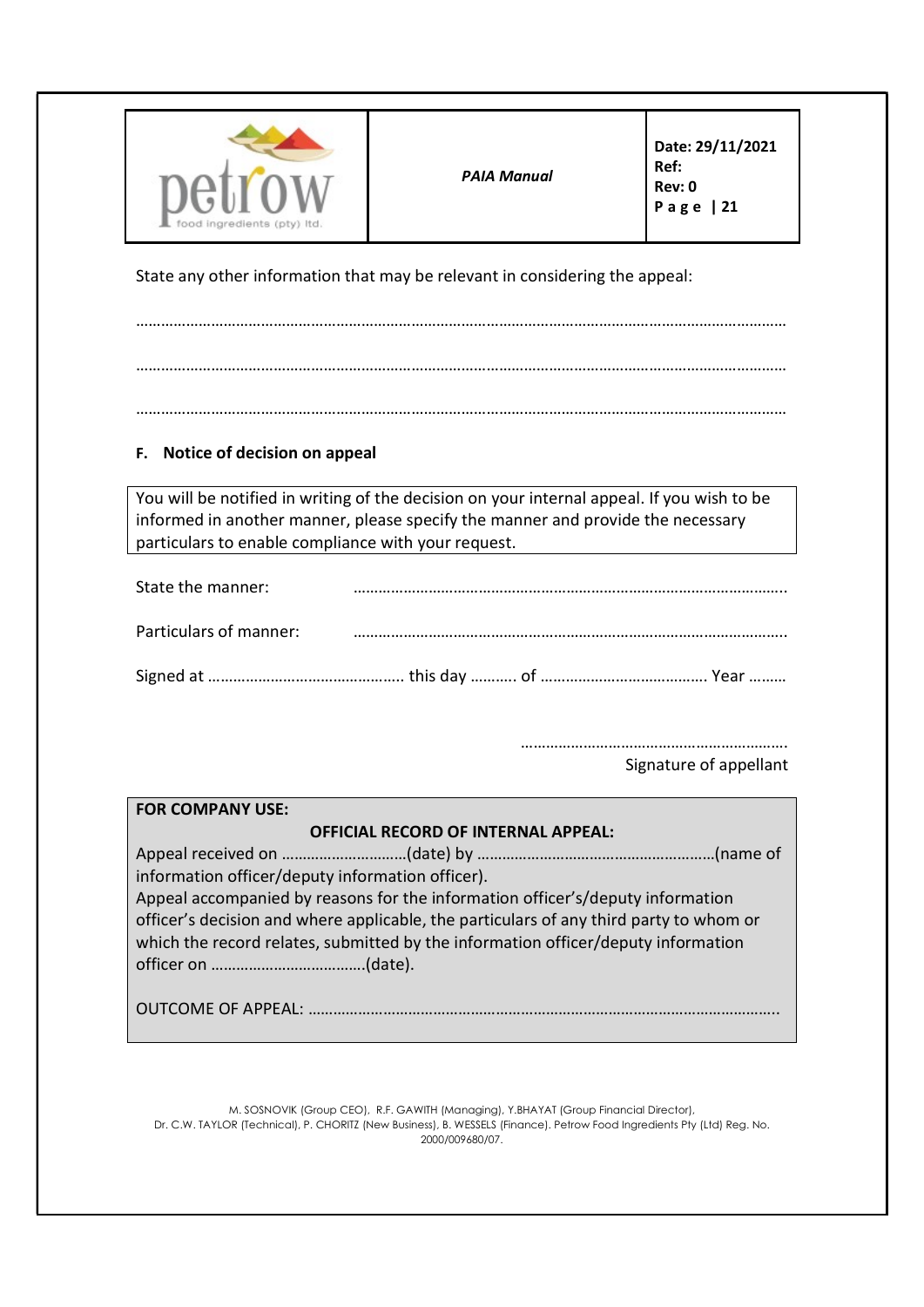State any other information that may be relevant in considering the appeal:

……………………………………………………………………………………………………………………………………………

……………………………………………………………………………………………………………………………………………

……………………………………………………………………………………………………………………………………………

**F. Notice of decision on appeal**

You will be notified in writing of the decision on your internal appeal. If you wish to be informed in another manner, please specify the manner and provide the necessary particulars to enable compliance with your request.

State the manner: ……………………………………………………………………………………………..

Particulars of manner: ……………………………………………………………………………………………..

Signed at ………………………………………. this day ………. of ………………………………. Year ………

……………………………………………………….

Signature of appellant

**FOR COMPANY USE:**

**OFFICIAL RECORD OF INTERNAL APPEAL:**

Appeal received on ………………………….(date) by ……………………………………………….(name of information officer/deputy information officer).

Appeal accompanied by reasons for the information officer's/deputy information officer's decision and where applicable, the particulars of any third party to whom or which the record relates, submitted by the information officer/deputy information officer on ……………………………….(date).

OUTCOME OF APPEAL: ……………………………………………………………………………………………….